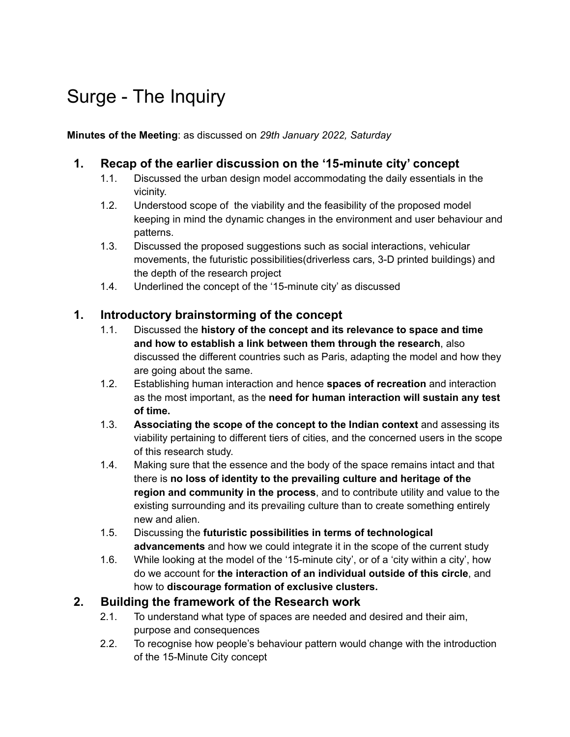# Surge - The Inquiry

**Minutes of the Meeting**: as discussed on *29th January 2022, Saturday*

## 1. Recap of the earlier discussion on the '15-minute city' concept

1.1. Discussed the urban design model accommodating the daily essentials in the vicinity.

1.2. Understood scope of the viability and the feasibility of the proposed model keeping in mind the dynamic changes in the environment and user behaviour and patterns.

1.3. Discussed the proposed suggestions such as social interactions, vehicular movements, the futuristic possibilities(driverless cars, 3-D printed buildings) and the depth of the research project

1.4. Underlined the concept of the '15-minute city' as discussed

## 1. Introductory brainstorming of the concept

1.1. Discussed the **history of the concept and its relevance to space and time and how to establish a link between them through the research**, also discussed the different countries such as Paris, adapting the model and how they are going about the same.

1.2. Establishing human interaction and hence **spaces of recreation** and interaction as the most important, as the **need for human interaction will sustain any test of time.**

1.3. **Associating the scope of the concept to the Indian context** and assessing its viability pertaining to different tiers of cities, and the concerned users in the scope of this research study.

1.4. Making sure that the essence and the body of the space remains intact and that there is **no loss of identity to the prevailing culture and heritage of the region and community in the process**, and to contribute utility and value to the existing surrounding and its prevailing culture than to create something entirely new and alien.

1.5. Discussing the **futuristic possibilities in terms of technological advancements** and how we could integrate it in the scope of the current study

1.6. While looking at the model of the '15-minute city', or of a 'city within a city', how do we account for **the interaction of an individual outside of this circle**, and how to **discourage formation of exclusive clusters.**

## 2. Building the framework of the Research work

2.1. To understand what type of spaces are needed and desired and their aim, purpose and consequences

2.2. To recognise how people's behaviour pattern would change with the introduction of the 15-Minute City concept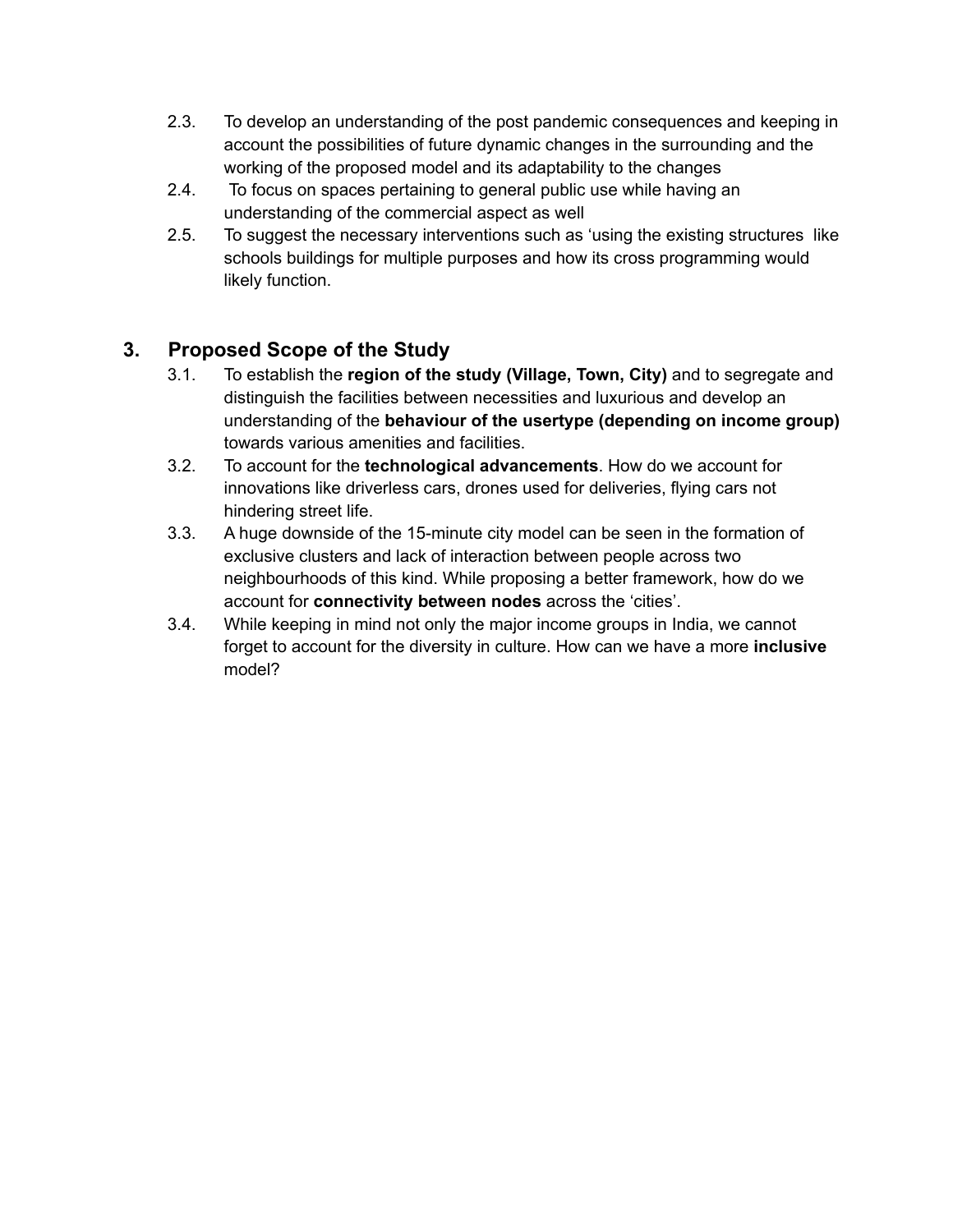2.3. To develop an understanding of the post pandemic consequences and keeping in account the possibilities of future dynamic changes in the surrounding and the working of the proposed model and its adaptability to the changes

2.4. To focus on spaces pertaining to general public use while having an understanding of the commercial aspect as well

2.5. To suggest the necessary interventions such as 'using the existing structures like schools buildings for multiple purposes and how its cross programming would likely function.

## 3. Proposed Scope of the Study

3.1. To establish the **region of the study (Village, Town, City)** and to segregate and distinguish the facilities between necessities and luxurious and develop an understanding of the **behaviour of the usertype (depending on income group)** towards various amenities and facilities.

3.2. To account for the **technological advancements**. How do we account for innovations like driverless cars, drones used for deliveries, flying cars not hindering street life.

3.3. A huge downside of the 15-minute city model can be seen in the formation of exclusive clusters and lack of interaction between people across two neighbourhoods of this kind. While proposing a better framework, how do we account for **connectivity between nodes** across the 'cities'.

3.4. While keeping in mind not only the major income groups in India, we cannot forget to account for the diversity in culture. How can we have a more **inclusive** model?